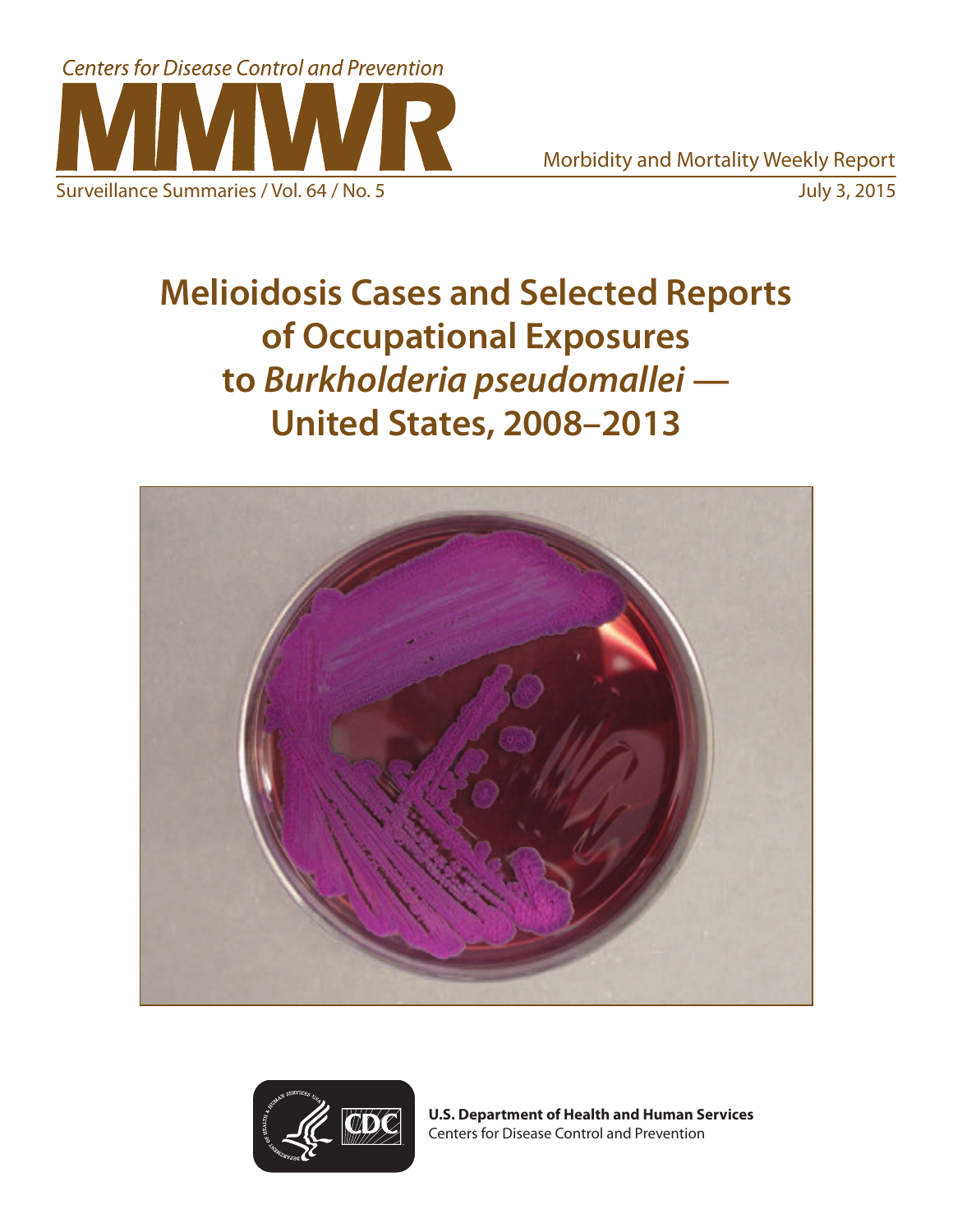Centers for Disease Control and Prevention

# MMWR

Morbidity and Mortality Weekly Report

Surveillance Summaries / Vol. 64 / No. 5

July 3, 2015

# Melioidosis Cases and Selected Reports of Occupational Exposures to *Burkholderia pseudomallei* — United States, 2008–2013

**U.S. Department of Health and Human Services**
Centers for Disease Control and Prevention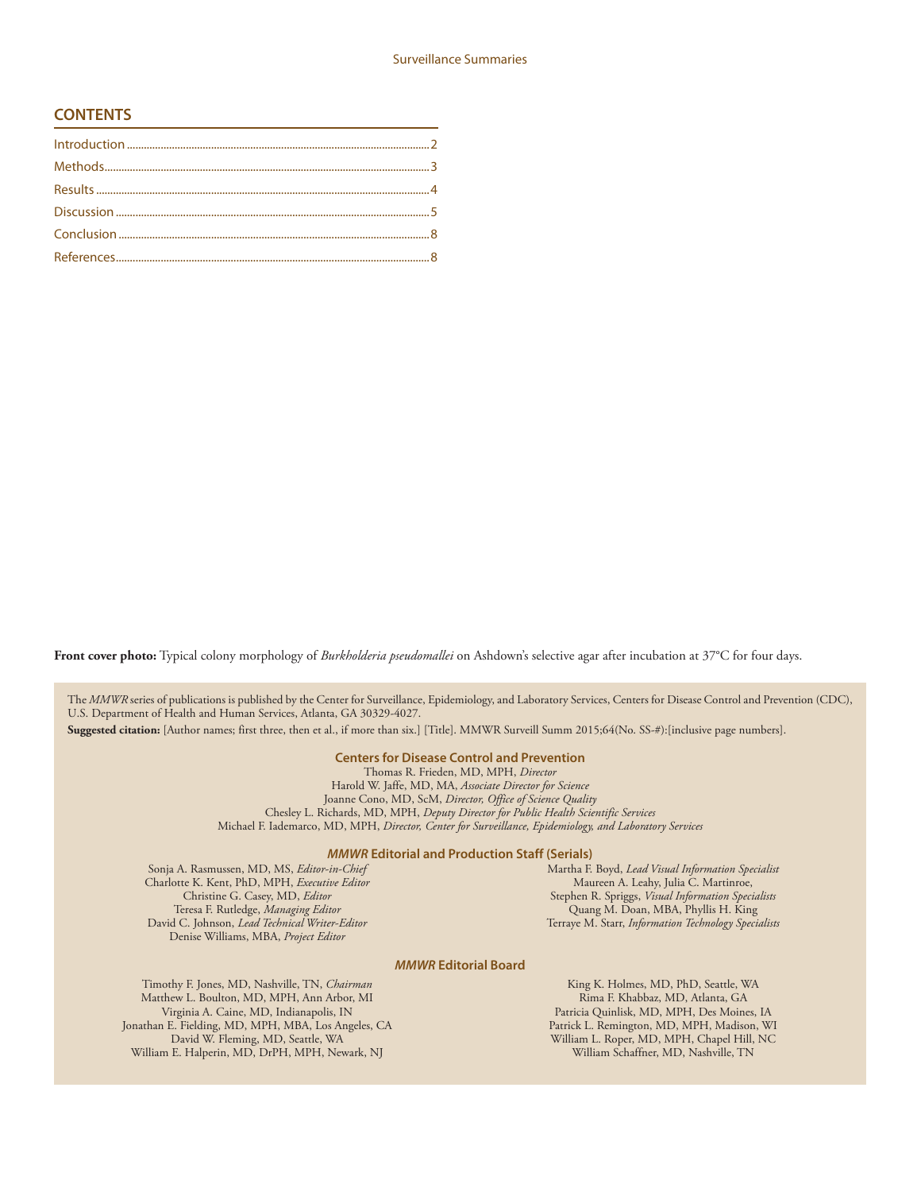## CONTENTS

Introduction ........................................ 2
Methods ........................................ 3
Results ........................................ 4
Discussion ........................................ 5
Conclusion ........................................ 8
References ........................................ 8

**Front cover photo:** Typical colony morphology of *Burkholderia pseudomallei* on Ashdown's selective agar after incubation at 37°C for four days.

The *MMWR* series of publications is published by the Center for Surveillance, Epidemiology, and Laboratory Services, Centers for Disease Control and Prevention (CDC), U.S. Department of Health and Human Services, Atlanta, GA 30329-4027.

**Suggested citation:** [Author names; first three, then et al., if more than six.] [Title]. MMWR Surveill Summ 2015;64(No. SS-#):[inclusive page numbers].

**Centers for Disease Control and Prevention**

Thomas R. Frieden, MD, MPH, *Director*
Harold W. Jaffe, MD, MA, *Associate Director for Science*
Joanne Cono, MD, ScM, *Director, Office of Science Quality*
Chesley L. Richards, MD, MPH, *Deputy Director for Public Health Scientific Services*
Michael F. Iademarco, MD, MPH, *Director, Center for Surveillance, Epidemiology, and Laboratory Services*

***MMWR* Editorial and Production Staff (Serials)**

Sonja A. Rasmussen, MD, MS, *Editor-in-Chief*
Charlotte K. Kent, PhD, MPH, *Executive Editor*
Christine G. Casey, MD, *Editor*
Teresa F. Rutledge, *Managing Editor*
David C. Johnson, *Lead Technical Writer-Editor*
Denise Williams, MBA, *Project Editor*
Martha F. Boyd, *Lead Visual Information Specialist*
Maureen A. Leahy, Julia C. Martinroe,
Stephen R. Spriggs, *Visual Information Specialists*
Quang M. Doan, MBA, Phyllis H. King
Terraye M. Starr, *Information Technology Specialists*

***MMWR* Editorial Board**

Timothy F. Jones, MD, Nashville, TN, *Chairman*
Matthew L. Boulton, MD, MPH, Ann Arbor, MI
Virginia A. Caine, MD, Indianapolis, IN
Jonathan E. Fielding, MD, MPH, MBA, Los Angeles, CA
David W. Fleming, MD, Seattle, WA
William E. Halperin, MD, DrPH, MPH, Newark, NJ
King K. Holmes, MD, PhD, Seattle, WA
Rima F. Khabbaz, MD, Atlanta, GA
Patricia Quinlisk, MD, MPH, Des Moines, IA
Patrick L. Remington, MD, MPH, Madison, WI
William L. Roper, MD, MPH, Chapel Hill, NC
William Schaffner, MD, Nashville, TN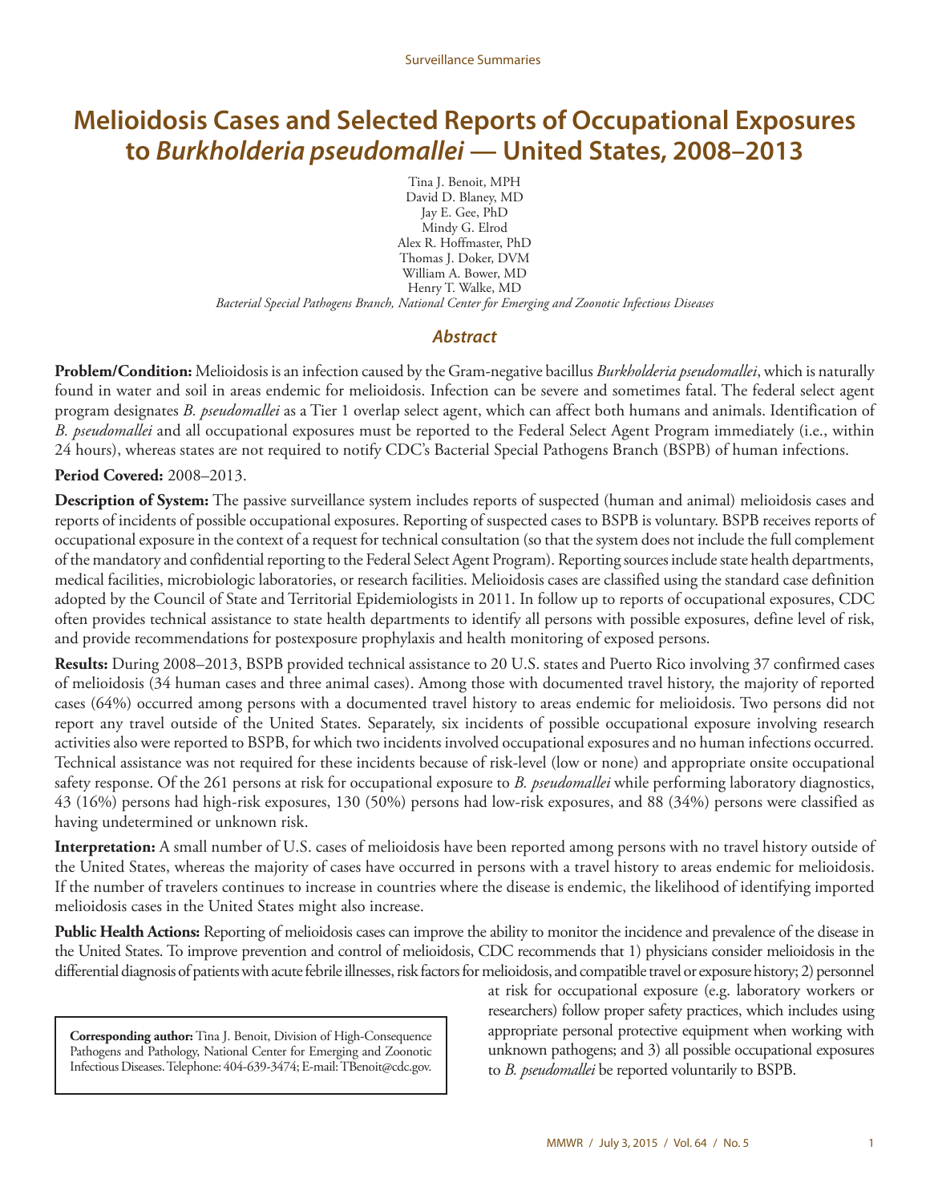# Melioidosis Cases and Selected Reports of Occupational Exposures to *Burkholderia pseudomallei* — United States, 2008–2013

Tina J. Benoit, MPH
David D. Blaney, MD
Jay E. Gee, PhD
Mindy G. Elrod
Alex R. Hoffmaster, PhD
Thomas J. Doker, DVM
William A. Bower, MD
Henry T. Walke, MD
*Bacterial Special Pathogens Branch, National Center for Emerging and Zoonotic Infectious Diseases*

## Abstract

**Problem/Condition:** Melioidosis is an infection caused by the Gram-negative bacillus *Burkholderia pseudomallei*, which is naturally found in water and soil in areas endemic for melioidosis. Infection can be severe and sometimes fatal. The federal select agent program designates *B. pseudomallei* as a Tier 1 overlap select agent, which can affect both humans and animals. Identification of *B. pseudomallei* and all occupational exposures must be reported to the Federal Select Agent Program immediately (i.e., within 24 hours), whereas states are not required to notify CDC's Bacterial Special Pathogens Branch (BSPB) of human infections.

**Period Covered:** 2008–2013.

**Description of System:** The passive surveillance system includes reports of suspected (human and animal) melioidosis cases and reports of incidents of possible occupational exposures. Reporting of suspected cases to BSPB is voluntary. BSPB receives reports of occupational exposure in the context of a request for technical consultation (so that the system does not include the full complement of the mandatory and confidential reporting to the Federal Select Agent Program). Reporting sources include state health departments, medical facilities, microbiologic laboratories, or research facilities. Melioidosis cases are classified using the standard case definition adopted by the Council of State and Territorial Epidemiologists in 2011. In follow up to reports of occupational exposures, CDC often provides technical assistance to state health departments to identify all persons with possible exposures, define level of risk, and provide recommendations for postexposure prophylaxis and health monitoring of exposed persons.

**Results:** During 2008–2013, BSPB provided technical assistance to 20 U.S. states and Puerto Rico involving 37 confirmed cases of melioidosis (34 human cases and three animal cases). Among those with documented travel history, the majority of reported cases (64%) occurred among persons with a documented travel history to areas endemic for melioidosis. Two persons did not report any travel outside of the United States. Separately, six incidents of possible occupational exposure involving research activities also were reported to BSPB, for which two incidents involved occupational exposures and no human infections occurred. Technical assistance was not required for these incidents because of risk-level (low or none) and appropriate onsite occupational safety response. Of the 261 persons at risk for occupational exposure to *B. pseudomallei* while performing laboratory diagnostics, 43 (16%) persons had high-risk exposures, 130 (50%) persons had low-risk exposures, and 88 (34%) persons were classified as having undetermined or unknown risk.

**Interpretation:** A small number of U.S. cases of melioidosis have been reported among persons with no travel history outside of the United States, whereas the majority of cases have occurred in persons with a travel history to areas endemic for melioidosis. If the number of travelers continues to increase in countries where the disease is endemic, the likelihood of identifying imported melioidosis cases in the United States might also increase.

**Public Health Actions:** Reporting of melioidosis cases can improve the ability to monitor the incidence and prevalence of the disease in the United States. To improve prevention and control of melioidosis, CDC recommends that 1) physicians consider melioidosis in the differential diagnosis of patients with acute febrile illnesses, risk factors for melioidosis, and compatible travel or exposure history; 2) personnel at risk for occupational exposure (e.g. laboratory workers or researchers) follow proper safety practices, which includes using appropriate personal protective equipment when working with unknown pathogens; and 3) all possible occupational exposures to *B. pseudomallei* be reported voluntarily to BSPB.

**Corresponding author:** Tina J. Benoit, Division of High-Consequence Pathogens and Pathology, National Center for Emerging and Zoonotic Infectious Diseases. Telephone: 404-639-3474; E-mail: TBenoit@cdc.gov.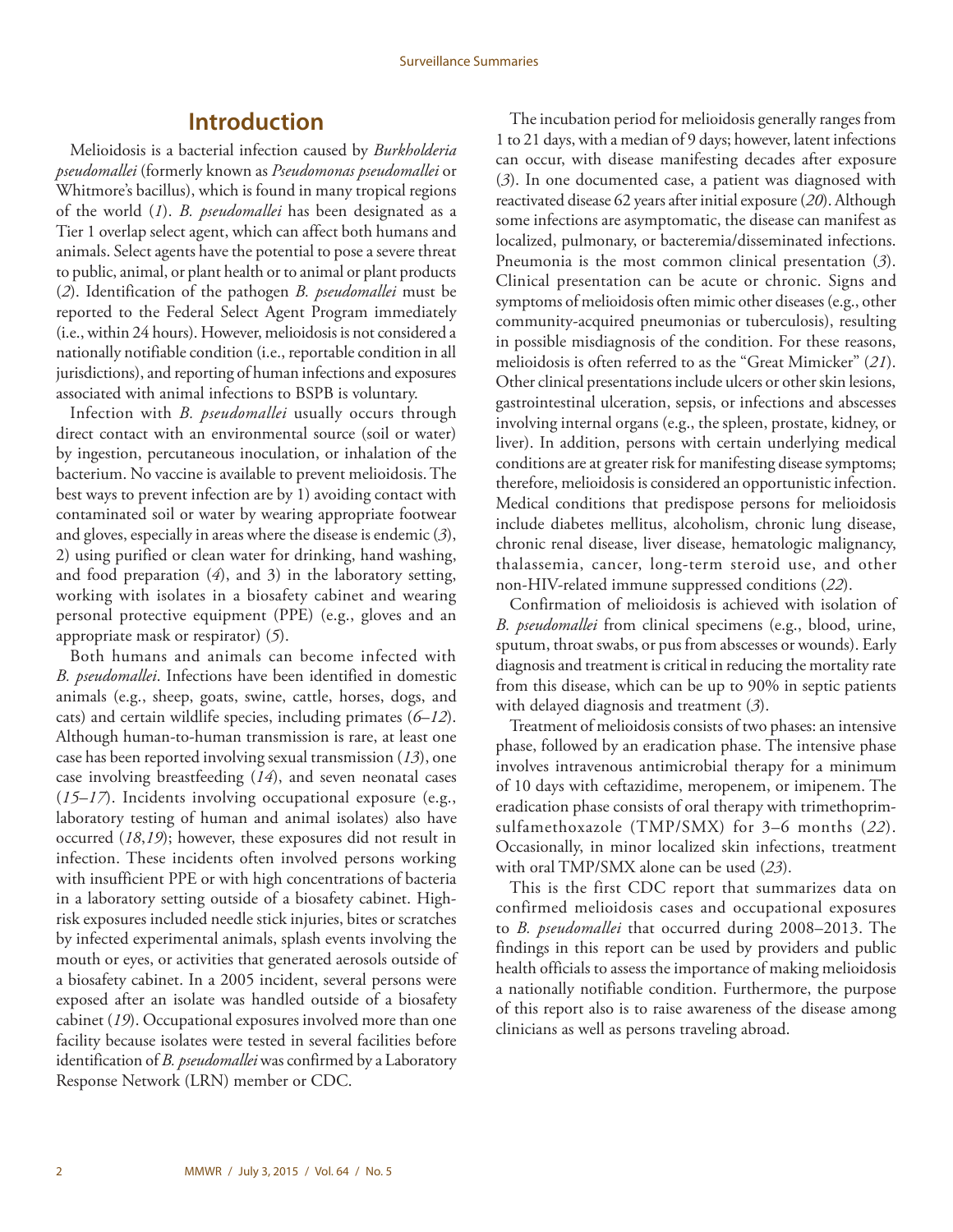## Introduction

Melioidosis is a bacterial infection caused by *Burkholderia pseudomallei* (formerly known as *Pseudomonas pseudomallei* or Whitmore's bacillus), which is found in many tropical regions of the world (*1*). *B. pseudomallei* has been designated as a Tier 1 overlap select agent, which can affect both humans and animals. Select agents have the potential to pose a severe threat to public, animal, or plant health or to animal or plant products (*2*). Identification of the pathogen *B. pseudomallei* must be reported to the Federal Select Agent Program immediately (i.e., within 24 hours). However, melioidosis is not considered a nationally notifiable condition (i.e., reportable condition in all jurisdictions), and reporting of human infections and exposures associated with animal infections to BSPB is voluntary.

Infection with *B. pseudomallei* usually occurs through direct contact with an environmental source (soil or water) by ingestion, percutaneous inoculation, or inhalation of the bacterium. No vaccine is available to prevent melioidosis. The best ways to prevent infection are by 1) avoiding contact with contaminated soil or water by wearing appropriate footwear and gloves, especially in areas where the disease is endemic (*3*), 2) using purified or clean water for drinking, hand washing, and food preparation (*4*), and 3) in the laboratory setting, working with isolates in a biosafety cabinet and wearing personal protective equipment (PPE) (e.g., gloves and an appropriate mask or respirator) (*5*).

Both humans and animals can become infected with *B. pseudomallei*. Infections have been identified in domestic animals (e.g., sheep, goats, swine, cattle, horses, dogs, and cats) and certain wildlife species, including primates (*6–12*). Although human-to-human transmission is rare, at least one case has been reported involving sexual transmission (*13*), one case involving breastfeeding (*14*), and seven neonatal cases (*15–17*). Incidents involving occupational exposure (e.g., laboratory testing of human and animal isolates) also have occurred (*18*,*19*); however, these exposures did not result in infection. These incidents often involved persons working with insufficient PPE or with high concentrations of bacteria in a laboratory setting outside of a biosafety cabinet. High-risk exposures included needle stick injuries, bites or scratches by infected experimental animals, splash events involving the mouth or eyes, or activities that generated aerosols outside of a biosafety cabinet. In a 2005 incident, several persons were exposed after an isolate was handled outside of a biosafety cabinet (*19*). Occupational exposures involved more than one facility because isolates were tested in several facilities before identification of *B. pseudomallei* was confirmed by a Laboratory Response Network (LRN) member or CDC.

The incubation period for melioidosis generally ranges from 1 to 21 days, with a median of 9 days; however, latent infections can occur, with disease manifesting decades after exposure (*3*). In one documented case, a patient was diagnosed with reactivated disease 62 years after initial exposure (*20*). Although some infections are asymptomatic, the disease can manifest as localized, pulmonary, or bacteremia/disseminated infections. Pneumonia is the most common clinical presentation (*3*). Clinical presentation can be acute or chronic. Signs and symptoms of melioidosis often mimic other diseases (e.g., other community-acquired pneumonias or tuberculosis), resulting in possible misdiagnosis of the condition. For these reasons, melioidosis is often referred to as the "Great Mimicker" (*21*). Other clinical presentations include ulcers or other skin lesions, gastrointestinal ulceration, sepsis, or infections and abscesses involving internal organs (e.g., the spleen, prostate, kidney, or liver). In addition, persons with certain underlying medical conditions are at greater risk for manifesting disease symptoms; therefore, melioidosis is considered an opportunistic infection. Medical conditions that predispose persons for melioidosis include diabetes mellitus, alcoholism, chronic lung disease, chronic renal disease, liver disease, hematologic malignancy, thalassemia, cancer, long-term steroid use, and other non-HIV-related immune suppressed conditions (*22*).

Confirmation of melioidosis is achieved with isolation of *B. pseudomallei* from clinical specimens (e.g., blood, urine, sputum, throat swabs, or pus from abscesses or wounds). Early diagnosis and treatment is critical in reducing the mortality rate from this disease, which can be up to 90% in septic patients with delayed diagnosis and treatment (*3*).

Treatment of melioidosis consists of two phases: an intensive phase, followed by an eradication phase. The intensive phase involves intravenous antimicrobial therapy for a minimum of 10 days with ceftazidime, meropenem, or imipenem. The eradication phase consists of oral therapy with trimethoprim-sulfamethoxazole (TMP/SMX) for 3–6 months (*22*). Occasionally, in minor localized skin infections, treatment with oral TMP/SMX alone can be used (*23*).

This is the first CDC report that summarizes data on confirmed melioidosis cases and occupational exposures to *B. pseudomallei* that occurred during 2008–2013. The findings in this report can be used by providers and public health officials to assess the importance of making melioidosis a nationally notifiable condition. Furthermore, the purpose of this report also is to raise awareness of the disease among clinicians as well as persons traveling abroad.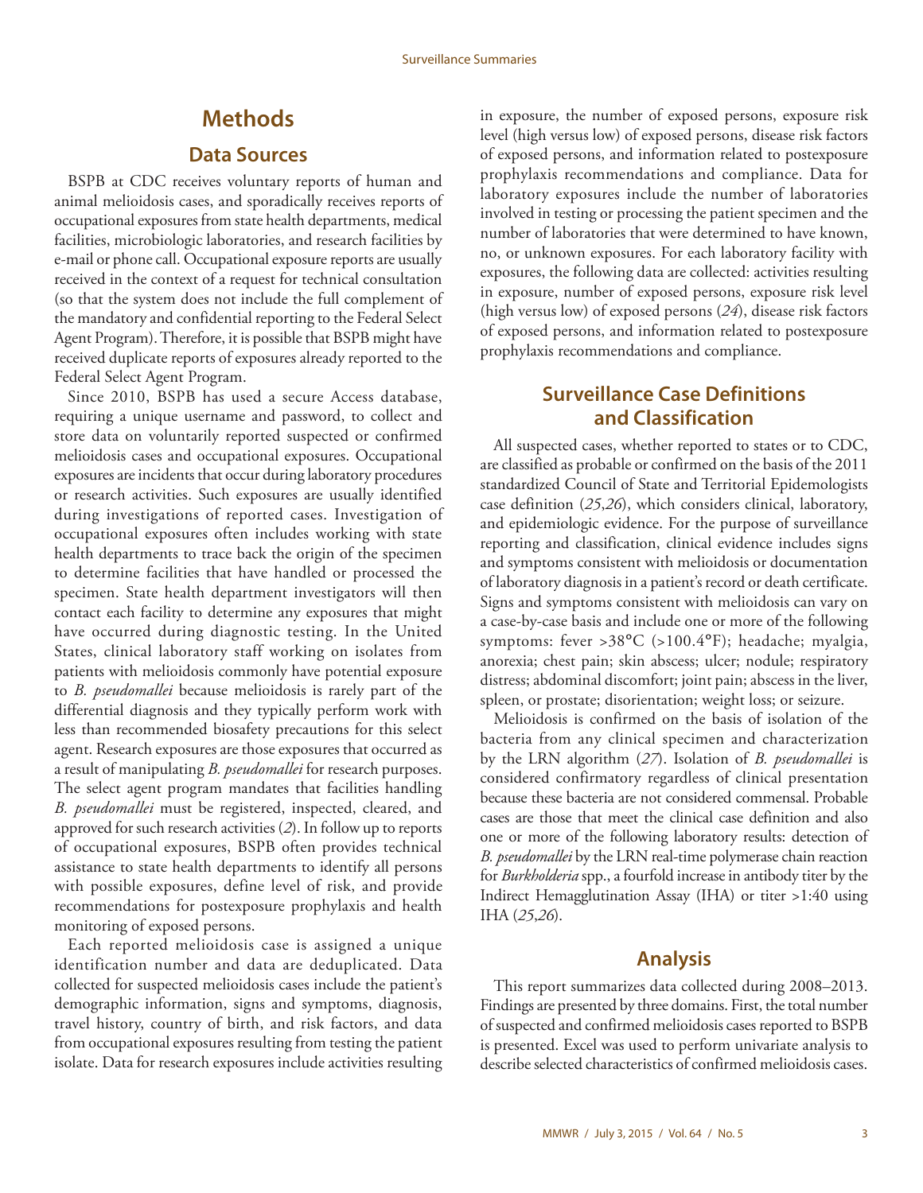# Methods

## Data Sources

BSPB at CDC receives voluntary reports of human and animal melioidosis cases, and sporadically receives reports of occupational exposures from state health departments, medical facilities, microbiologic laboratories, and research facilities by e-mail or phone call. Occupational exposure reports are usually received in the context of a request for technical consultation (so that the system does not include the full complement of the mandatory and confidential reporting to the Federal Select Agent Program). Therefore, it is possible that BSPB might have received duplicate reports of exposures already reported to the Federal Select Agent Program.

Since 2010, BSPB has used a secure Access database, requiring a unique username and password, to collect and store data on voluntarily reported suspected or confirmed melioidosis cases and occupational exposures. Occupational exposures are incidents that occur during laboratory procedures or research activities. Such exposures are usually identified during investigations of reported cases. Investigation of occupational exposures often includes working with state health departments to trace back the origin of the specimen to determine facilities that have handled or processed the specimen. State health department investigators will then contact each facility to determine any exposures that might have occurred during diagnostic testing. In the United States, clinical laboratory staff working on isolates from patients with melioidosis commonly have potential exposure to *B. pseudomallei* because melioidosis is rarely part of the differential diagnosis and they typically perform work with less than recommended biosafety precautions for this select agent. Research exposures are those exposures that occurred as a result of manipulating *B. pseudomallei* for research purposes. The select agent program mandates that facilities handling *B. pseudomallei* must be registered, inspected, cleared, and approved for such research activities (*2*). In follow up to reports of occupational exposures, BSPB often provides technical assistance to state health departments to identify all persons with possible exposures, define level of risk, and provide recommendations for postexposure prophylaxis and health monitoring of exposed persons.

Each reported melioidosis case is assigned a unique identification number and data are deduplicated. Data collected for suspected melioidosis cases include the patient's demographic information, signs and symptoms, diagnosis, travel history, country of birth, and risk factors, and data from occupational exposures resulting from testing the patient isolate. Data for research exposures include activities resulting in exposure, the number of exposed persons, exposure risk level (high versus low) of exposed persons, disease risk factors of exposed persons, and information related to postexposure prophylaxis recommendations and compliance. Data for laboratory exposures include the number of laboratories involved in testing or processing the patient specimen and the number of laboratories that were determined to have known, no, or unknown exposures. For each laboratory facility with exposures, the following data are collected: activities resulting in exposure, number of exposed persons, exposure risk level (high versus low) of exposed persons (*24*), disease risk factors of exposed persons, and information related to postexposure prophylaxis recommendations and compliance.

## Surveillance Case Definitions and Classification

All suspected cases, whether reported to states or to CDC, are classified as probable or confirmed on the basis of the 2011 standardized Council of State and Territorial Epidemiologists case definition (*25*,*26*), which considers clinical, laboratory, and epidemiologic evidence. For the purpose of surveillance reporting and classification, clinical evidence includes signs and symptoms consistent with melioidosis or documentation of laboratory diagnosis in a patient's record or death certificate. Signs and symptoms consistent with melioidosis can vary on a case-by-case basis and include one or more of the following symptoms: fever >38°C (>100.4°F); headache; myalgia, anorexia; chest pain; skin abscess; ulcer; nodule; respiratory distress; abdominal discomfort; joint pain; abscess in the liver, spleen, or prostate; disorientation; weight loss; or seizure.

Melioidosis is confirmed on the basis of isolation of the bacteria from any clinical specimen and characterization by the LRN algorithm (*27*). Isolation of *B. pseudomallei* is considered confirmatory regardless of clinical presentation because these bacteria are not considered commensal. Probable cases are those that meet the clinical case definition and also one or more of the following laboratory results: detection of *B. pseudomallei* by the LRN real-time polymerase chain reaction for *Burkholderia* spp., a fourfold increase in antibody titer by the Indirect Hemagglutination Assay (IHA) or titer >1:40 using IHA (*25*,*26*).

## Analysis

This report summarizes data collected during 2008–2013. Findings are presented by three domains. First, the total number of suspected and confirmed melioidosis cases reported to BSPB is presented. Excel was used to perform univariate analysis to describe selected characteristics of confirmed melioidosis cases.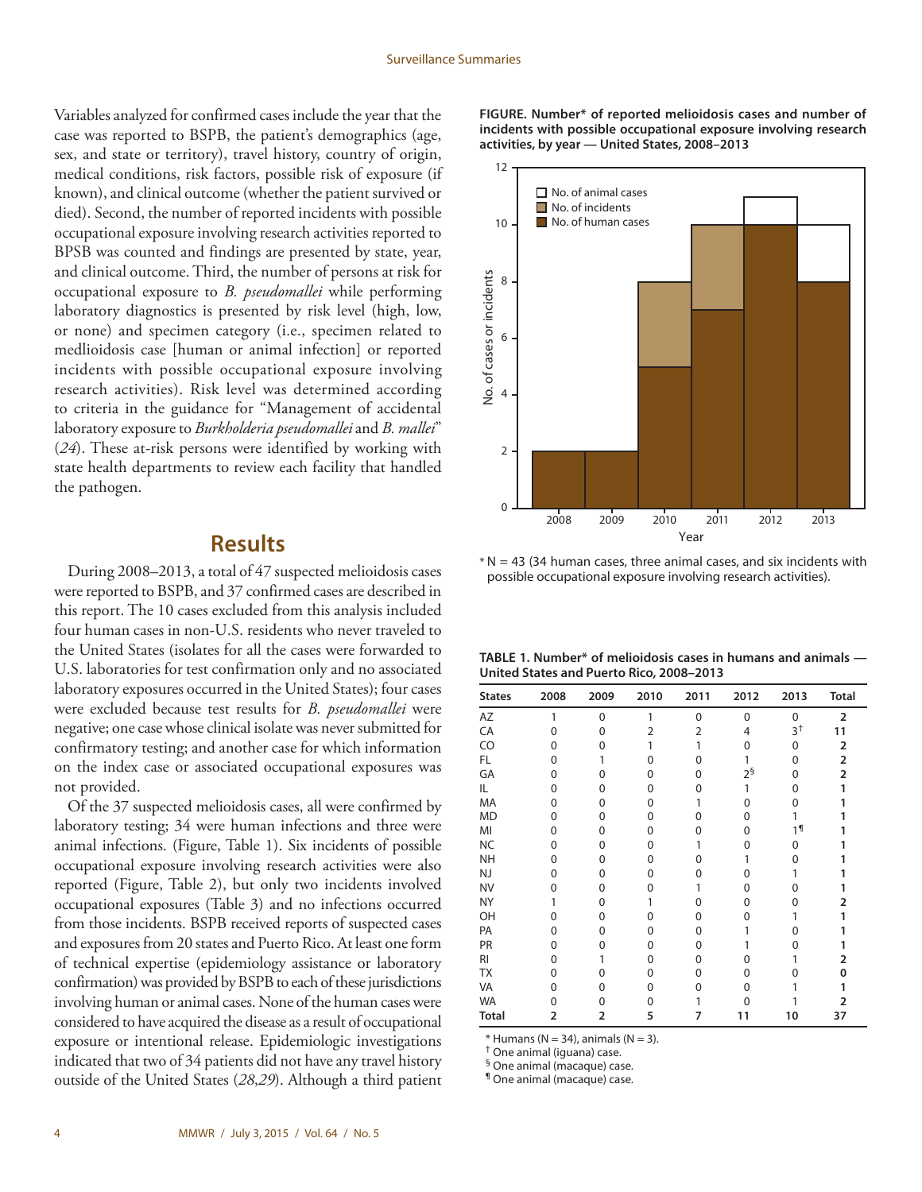Variables analyzed for confirmed cases include the year that the case was reported to BSPB, the patient's demographics (age, sex, and state or territory), travel history, country of origin, medical conditions, risk factors, possible risk of exposure (if known), and clinical outcome (whether the patient survived or died). Second, the number of reported incidents with possible occupational exposure involving research activities reported to BPSB was counted and findings are presented by state, year, and clinical outcome. Third, the number of persons at risk for occupational exposure to *B. pseudomallei* while performing laboratory diagnostics is presented by risk level (high, low, or none) and specimen category (i.e., specimen related to medlioidosis case [human or animal infection] or reported incidents with possible occupational exposure involving research activities). Risk level was determined according to criteria in the guidance for "Management of accidental laboratory exposure to *Burkholderia pseudomallei* and *B. mallei*" (*24*). These at-risk persons were identified by working with state health departments to review each facility that handled the pathogen.

## Results

During 2008–2013, a total of 47 suspected melioidosis cases were reported to BSPB, and 37 confirmed cases are described in this report. The 10 cases excluded from this analysis included four human cases in non-U.S. residents who never traveled to the United States (isolates for all the cases were forwarded to U.S. laboratories for test confirmation only and no associated laboratory exposures occurred in the United States); four cases were excluded because test results for *B. pseudomallei* were negative; one case whose clinical isolate was never submitted for confirmatory testing; and another case for which information on the index case or associated occupational exposures was not provided.

Of the 37 suspected melioidosis cases, all were confirmed by laboratory testing; 34 were human infections and three were animal infections. (Figure, Table 1). Six incidents of possible occupational exposure involving research activities were also reported (Figure, Table 2), but only two incidents involved occupational exposures (Table 3) and no infections occurred from those incidents. BSPB received reports of suspected cases and exposures from 20 states and Puerto Rico. At least one form of technical expertise (epidemiology assistance or laboratory confirmation) was provided by BSPB to each of these jurisdictions involving human or animal cases. None of the human cases were considered to have acquired the disease as a result of occupational exposure or intentional release. Epidemiologic investigations indicated that two of 34 patients did not have any travel history outside of the United States (*28*,*29*). Although a third patient

**FIGURE. Number* of reported melioidosis cases and number of incidents with possible occupational exposure involving research activities, by year — United States, 2008–2013**

| Year | No. of human cases | No. of incidents | No. of animal cases |
|---|---|---|---|
| 2008 | 2 | 0 | 0 |
| 2009 | 2 | 0 | 0 |
| 2010 | 5 | 3 | 0 |
| 2011 | 7 | 3 | 0 |
| 2012 | 10 | 0 | 1 |
| 2013 | 8 | 0 | 2 |

\* N = 43 (34 human cases, three animal cases, and six incidents with possible occupational exposure involving research activities).

**TABLE 1. Number* of melioidosis cases in humans and animals — United States and Puerto Rico, 2008–2013**

| States | 2008 | 2009 | 2010 | 2011 | 2012 | 2013 | Total |
|---|---|---|---|---|---|---|---|
| AZ | 1 | 0 | 1 | 0 | 0 | 0 | **2** |
| CA | 0 | 0 | 2 | 2 | 4 | 3[†] | **11** |
| CO | 0 | 0 | 1 | 1 | 0 | 0 | **2** |
| FL | 0 | 1 | 0 | 0 | 1 | 0 | **2** |
| GA | 0 | 0 | 0 | 0 | 2[§] | 0 | **2** |
| IL | 0 | 0 | 0 | 0 | 1 | 0 | **1** |
| MA | 0 | 0 | 0 | 1 | 0 | 0 | **1** |
| MD | 0 | 0 | 0 | 0 | 0 | 1 | **1** |
| MI | 0 | 0 | 0 | 0 | 0 | 1[¶] | **1** |
| NC | 0 | 0 | 0 | 1 | 0 | 0 | **1** |
| NH | 0 | 0 | 0 | 0 | 1 | 0 | **1** |
| NJ | 0 | 0 | 0 | 0 | 0 | 1 | **1** |
| NV | 0 | 0 | 0 | 1 | 0 | 0 | **1** |
| NY | 1 | 0 | 1 | 0 | 0 | 0 | **2** |
| OH | 0 | 0 | 0 | 0 | 0 | 1 | **1** |
| PA | 0 | 0 | 0 | 0 | 1 | 0 | **1** |
| PR | 0 | 0 | 0 | 0 | 1 | 0 | **1** |
| RI | 0 | 1 | 0 | 0 | 0 | 1 | **2** |
| TX | 0 | 0 | 0 | 0 | 0 | 0 | **0** |
| VA | 0 | 0 | 0 | 0 | 0 | 1 | **1** |
| WA | 0 | 0 | 0 | 1 | 0 | 1 | **2** |
| **Total** | **2** | **2** | **5** | **7** | **11** | **10** | **37** |

\* Humans (N = 34), animals (N = 3).
† One animal (iguana) case.
§ One animal (macaque) case.
¶ One animal (macaque) case.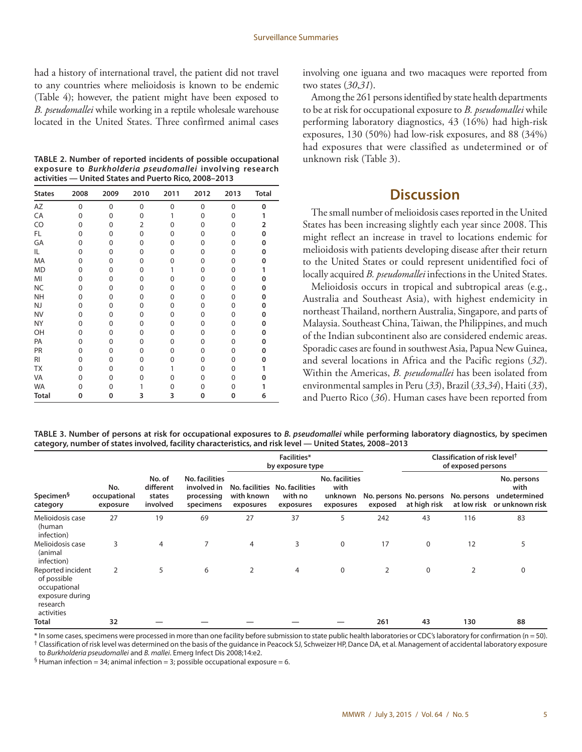had a history of international travel, the patient did not travel to any countries where melioidosis is known to be endemic (Table 4); however, the patient might have been exposed to *B. pseudomallei* while working in a reptile wholesale warehouse located in the United States. Three confirmed animal cases involving one iguana and two macaques were reported from two states (*30*,*31*).

**TABLE 2. Number of reported incidents of possible occupational exposure to *Burkholderia pseudomallei* involving research activities — United States and Puerto Rico, 2008–2013**

| States | 2008 | 2009 | 2010 | 2011 | 2012 | 2013 | Total |
|---|---|---|---|---|---|---|---|
| AZ | 0 | 0 | 0 | 0 | 0 | 0 | **0** |
| CA | 0 | 0 | 0 | 1 | 0 | 0 | **1** |
| CO | 0 | 0 | 2 | 0 | 0 | 0 | **2** |
| FL | 0 | 0 | 0 | 0 | 0 | 0 | **0** |
| GA | 0 | 0 | 0 | 0 | 0 | 0 | **0** |
| IL | 0 | 0 | 0 | 0 | 0 | 0 | **0** |
| MA | 0 | 0 | 0 | 0 | 0 | 0 | **0** |
| MD | 0 | 0 | 0 | 1 | 0 | 0 | **1** |
| MI | 0 | 0 | 0 | 0 | 0 | 0 | **0** |
| NC | 0 | 0 | 0 | 0 | 0 | 0 | **0** |
| NH | 0 | 0 | 0 | 0 | 0 | 0 | **0** |
| NJ | 0 | 0 | 0 | 0 | 0 | 0 | **0** |
| NV | 0 | 0 | 0 | 0 | 0 | 0 | **0** |
| NY | 0 | 0 | 0 | 0 | 0 | 0 | **0** |
| OH | 0 | 0 | 0 | 0 | 0 | 0 | **0** |
| PA | 0 | 0 | 0 | 0 | 0 | 0 | **0** |
| PR | 0 | 0 | 0 | 0 | 0 | 0 | **0** |
| RI | 0 | 0 | 0 | 0 | 0 | 0 | **0** |
| TX | 0 | 0 | 0 | 1 | 0 | 0 | **1** |
| VA | 0 | 0 | 0 | 0 | 0 | 0 | **0** |
| WA | 0 | 0 | 1 | 0 | 0 | 0 | **1** |
| **Total** | **0** | **0** | **3** | **3** | **0** | **0** | **6** |

Among the 261 persons identified by state health departments to be at risk for occupational exposure to *B. pseudomallei* while performing laboratory diagnostics, 43 (16%) had high-risk exposures, 130 (50%) had low-risk exposures, and 88 (34%) had exposures that were classified as undetermined or of unknown risk (Table 3).

## Discussion

The small number of melioidosis cases reported in the United States has been increasing slightly each year since 2008. This might reflect an increase in travel to locations endemic for melioidosis with patients developing disease after their return to the United States or could represent unidentified foci of locally acquired *B. pseudomallei* infections in the United States.

Melioidosis occurs in tropical and subtropical areas (e.g., Australia and Southeast Asia), with highest endemicity in northeast Thailand, northern Australia, Singapore, and parts of Malaysia. Southeast China, Taiwan, the Philippines, and much of the Indian subcontinent also are considered endemic areas. Sporadic cases are found in southwest Asia, Papua New Guinea, and several locations in Africa and the Pacific regions (*32*). Within the Americas, *B. pseudomallei* has been isolated from environmental samples in Peru (*33*), Brazil (*33*,*34*), Haiti (*33*), and Puerto Rico (*36*). Human cases have been reported from

**TABLE 3. Number of persons at risk for occupational exposures to *B. pseudomallei* while performing laboratory diagnostics, by specimen category, number of states involved, facility characteristics, and risk level — United States, 2008–2013**

| | | | | Facilities* by exposure type | | | | Classification of risk level† of exposed persons | | |
|---|---|---|---|---|---|---|---|---|---|---|
| Specimen§ category | No. occupational exposure | No. of different states involved | No. facilities involved in processing specimens | No. facilities with known exposures | No. facilities with no exposures | No. facilities with unknown exposures | No. persons exposed | No. persons at high risk | No. persons at low risk | No. persons with undetermined or unknown risk |
| Melioidosis case (human infection) | 27 | 19 | 69 | 27 | 37 | 5 | 242 | 43 | 116 | 83 |
| Melioidosis case (animal infection) | 3 | 4 | 7 | 4 | 3 | 0 | 17 | 0 | 12 | 5 |
| Reported incident of possible occupational exposure during research activities | 2 | 5 | 6 | 2 | 4 | 0 | 2 | 0 | 2 | 0 |
| **Total** | **32** | — | — | — | — | — | **261** | **43** | **130** | **88** |

\* In some cases, specimens were processed in more than one facility before submission to state public health laboratories or CDC's laboratory for confirmation (n = 50).
† Classification of risk level was determined on the basis of the guidance in Peacock SJ, Schweizer HP, Dance DA, et al. Management of accidental laboratory exposure to *Burkholderia pseudomallei* and *B. mallei*. Emerg Infect Dis 2008;14:e2.
§ Human infection = 34; animal infection = 3; possible occupational exposure = 6.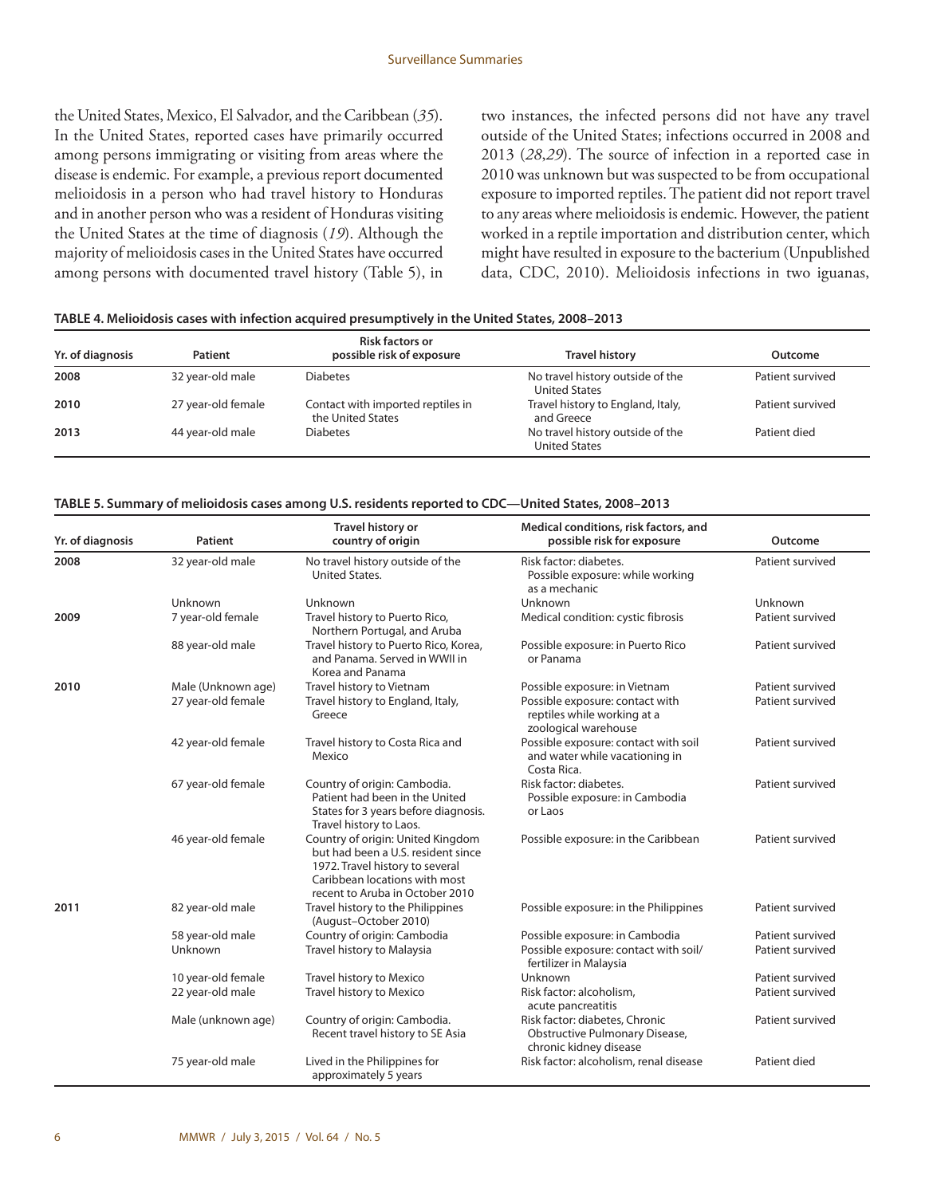the United States, Mexico, El Salvador, and the Caribbean (*35*). In the United States, reported cases have primarily occurred among persons immigrating or visiting from areas where the disease is endemic. For example, a previous report documented melioidosis in a person who had travel history to Honduras and in another person who was a resident of Honduras visiting the United States at the time of diagnosis (*19*). Although the majority of melioidosis cases in the United States have occurred among persons with documented travel history (Table 5), in two instances, the infected persons did not have any travel outside of the United States; infections occurred in 2008 and 2013 (*28*,*29*). The source of infection in a reported case in 2010 was unknown but was suspected to be from occupational exposure to imported reptiles. The patient did not report travel to any areas where melioidosis is endemic. However, the patient worked in a reptile importation and distribution center, which might have resulted in exposure to the bacterium (Unpublished data, CDC, 2010). Melioidosis infections in two iguanas,

**TABLE 4. Melioidosis cases with infection acquired presumptively in the United States, 2008–2013**

| Yr. of diagnosis | Patient | Risk factors or possible risk of exposure | Travel history | Outcome |
|---|---|---|---|---|
| **2008** | 32 year-old male | Diabetes | No travel history outside of the United States | Patient survived |
| **2010** | 27 year-old female | Contact with imported reptiles in the United States | Travel history to England, Italy, and Greece | Patient survived |
| **2013** | 44 year-old male | Diabetes | No travel history outside of the United States | Patient died |

**TABLE 5. Summary of melioidosis cases among U.S. residents reported to CDC—United States, 2008–2013**

| Yr. of diagnosis | Patient | Travel history or country of origin | Medical conditions, risk factors, and possible risk for exposure | Outcome |
|---|---|---|---|---|
| **2008** | 32 year-old male | No travel history outside of the United States. | Risk factor: diabetes. Possible exposure: while working as a mechanic | Patient survived |
| | Unknown | Unknown | Unknown | Unknown |
| **2009** | 7 year-old female | Travel history to Puerto Rico, Northern Portugal, and Aruba | Medical condition: cystic fibrosis | Patient survived |
| | 88 year-old male | Travel history to Puerto Rico, Korea, and Panama. Served in WWII in Korea and Panama | Possible exposure: in Puerto Rico or Panama | Patient survived |
| **2010** | Male (Unknown age) | Travel history to Vietnam | Possible exposure: in Vietnam | Patient survived |
| | 27 year-old female | Travel history to England, Italy, Greece | Possible exposure: contact with reptiles while working at a zoological warehouse | Patient survived |
| | 42 year-old female | Travel history to Costa Rica and Mexico | Possible exposure: contact with soil and water while vacationing in Costa Rica. | Patient survived |
| | 67 year-old female | Country of origin: Cambodia. Patient had been in the United States for 3 years before diagnosis. Travel history to Laos. | Risk factor: diabetes. Possible exposure: in Cambodia or Laos | Patient survived |
| | 46 year-old female | Country of origin: United Kingdom but had been a U.S. resident since 1972. Travel history to several Caribbean locations with most recent to Aruba in October 2010 | Possible exposure: in the Caribbean | Patient survived |
| **2011** | 82 year-old male | Travel history to the Philippines (August–October 2010) | Possible exposure: in the Philippines | Patient survived |
| | 58 year-old male | Country of origin: Cambodia | Possible exposure: in Cambodia | Patient survived |
| | Unknown | Travel history to Malaysia | Possible exposure: contact with soil/fertilizer in Malaysia | Patient survived |
| | 10 year-old female | Travel history to Mexico | Unknown | Patient survived |
| | 22 year-old male | Travel history to Mexico | Risk factor: alcoholism, acute pancreatitis | Patient survived |
| | Male (unknown age) | Country of origin: Cambodia. Recent travel history to SE Asia | Risk factor: diabetes, Chronic Obstructive Pulmonary Disease, chronic kidney disease | Patient survived |
| | 75 year-old male | Lived in the Philippines for approximately 5 years | Risk factor: alcoholism, renal disease | Patient died |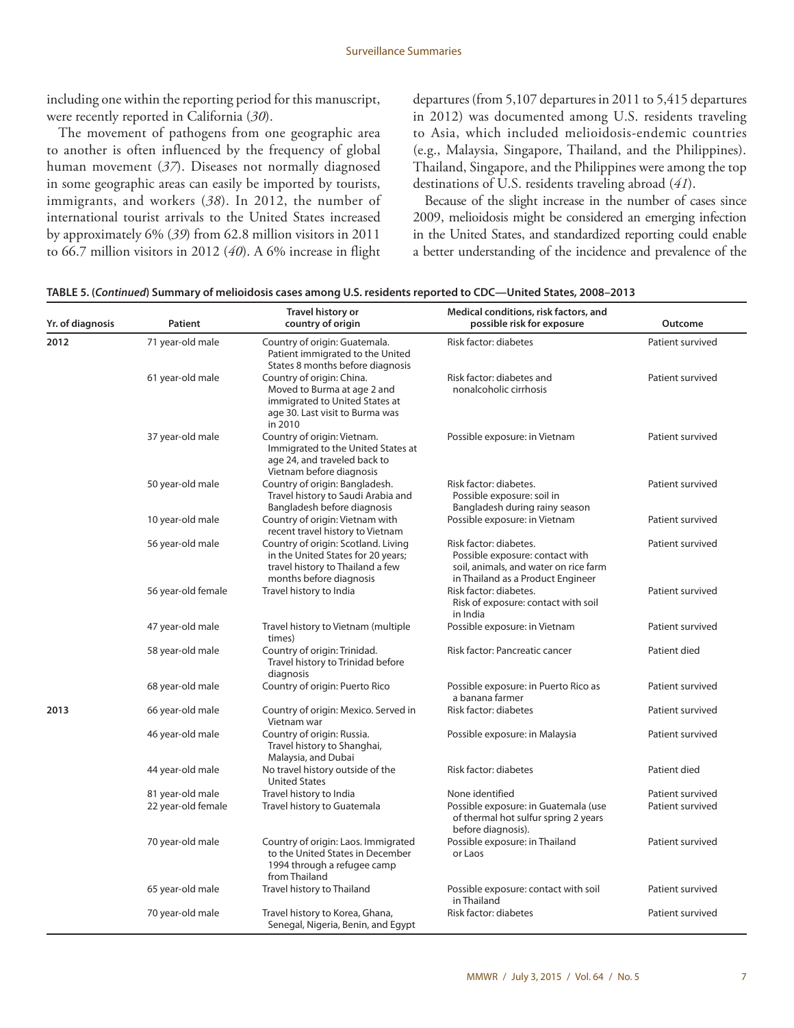including one within the reporting period for this manuscript, were recently reported in California (*30*).

The movement of pathogens from one geographic area to another is often influenced by the frequency of global human movement (*37*). Diseases not normally diagnosed in some geographic areas can easily be imported by tourists, immigrants, and workers (*38*). In 2012, the number of international tourist arrivals to the United States increased by approximately 6% (*39*) from 62.8 million visitors in 2011 to 66.7 million visitors in 2012 (*40*). A 6% increase in flight departures (from 5,107 departures in 2011 to 5,415 departures in 2012) was documented among U.S. residents traveling to Asia, which included melioidosis-endemic countries (e.g., Malaysia, Singapore, Thailand, and the Philippines). Thailand, Singapore, and the Philippines were among the top destinations of U.S. residents traveling abroad (*41*).

Because of the slight increase in the number of cases since 2009, melioidosis might be considered an emerging infection in the United States, and standardized reporting could enable a better understanding of the incidence and prevalence of the

**TABLE 5. (*Continued*) Summary of melioidosis cases among U.S. residents reported to CDC—United States, 2008–2013**

| Yr. of diagnosis | Patient | Travel history or country of origin | Medical conditions, risk factors, and possible risk for exposure | Outcome |
|---|---|---|---|---|
| **2012** | 71 year-old male | Country of origin: Guatemala. Patient immigrated to the United States 8 months before diagnosis | Risk factor: diabetes | Patient survived |
| | 61 year-old male | Country of origin: China. Moved to Burma at age 2 and immigrated to United States at age 30. Last visit to Burma was in 2010 | Risk factor: diabetes and nonalcoholic cirrhosis | Patient survived |
| | 37 year-old male | Country of origin: Vietnam. Immigrated to the United States at age 24, and traveled back to Vietnam before diagnosis | Possible exposure: in Vietnam | Patient survived |
| | 50 year-old male | Country of origin: Bangladesh. Travel history to Saudi Arabia and Bangladesh before diagnosis | Risk factor: diabetes. Possible exposure: soil in Bangladesh during rainy season | Patient survived |
| | 10 year-old male | Country of origin: Vietnam with recent travel history to Vietnam | Possible exposure: in Vietnam | Patient survived |
| | 56 year-old male | Country of origin: Scotland. Living in the United States for 20 years; travel history to Thailand a few months before diagnosis | Risk factor: diabetes. Possible exposure: contact with soil, animals, and water on rice farm in Thailand as a Product Engineer | Patient survived |
| | 56 year-old female | Travel history to India | Risk factor: diabetes. Risk of exposure: contact with soil in India | Patient survived |
| | 47 year-old male | Travel history to Vietnam (multiple times) | Possible exposure: in Vietnam | Patient survived |
| | 58 year-old male | Country of origin: Trinidad. Travel history to Trinidad before diagnosis | Risk factor: Pancreatic cancer | Patient died |
| | 68 year-old male | Country of origin: Puerto Rico | Possible exposure: in Puerto Rico as a banana farmer | Patient survived |
| **2013** | 66 year-old male | Country of origin: Mexico. Served in Vietnam war | Risk factor: diabetes | Patient survived |
| | 46 year-old male | Country of origin: Russia. Travel history to Shanghai, Malaysia, and Dubai | Possible exposure: in Malaysia | Patient survived |
| | 44 year-old male | No travel history outside of the United States | Risk factor: diabetes | Patient died |
| | 81 year-old male | Travel history to India | None identified | Patient survived |
| | 22 year-old female | Travel history to Guatemala | Possible exposure: in Guatemala (use of thermal hot sulfur spring 2 years before diagnosis). | Patient survived |
| | 70 year-old male | Country of origin: Laos. Immigrated to the United States in December 1994 through a refugee camp from Thailand | Possible exposure: in Thailand or Laos | Patient survived |
| | 65 year-old male | Travel history to Thailand | Possible exposure: contact with soil in Thailand | Patient survived |
| | 70 year-old male | Travel history to Korea, Ghana, Senegal, Nigeria, Benin, and Egypt | Risk factor: diabetes | Patient survived |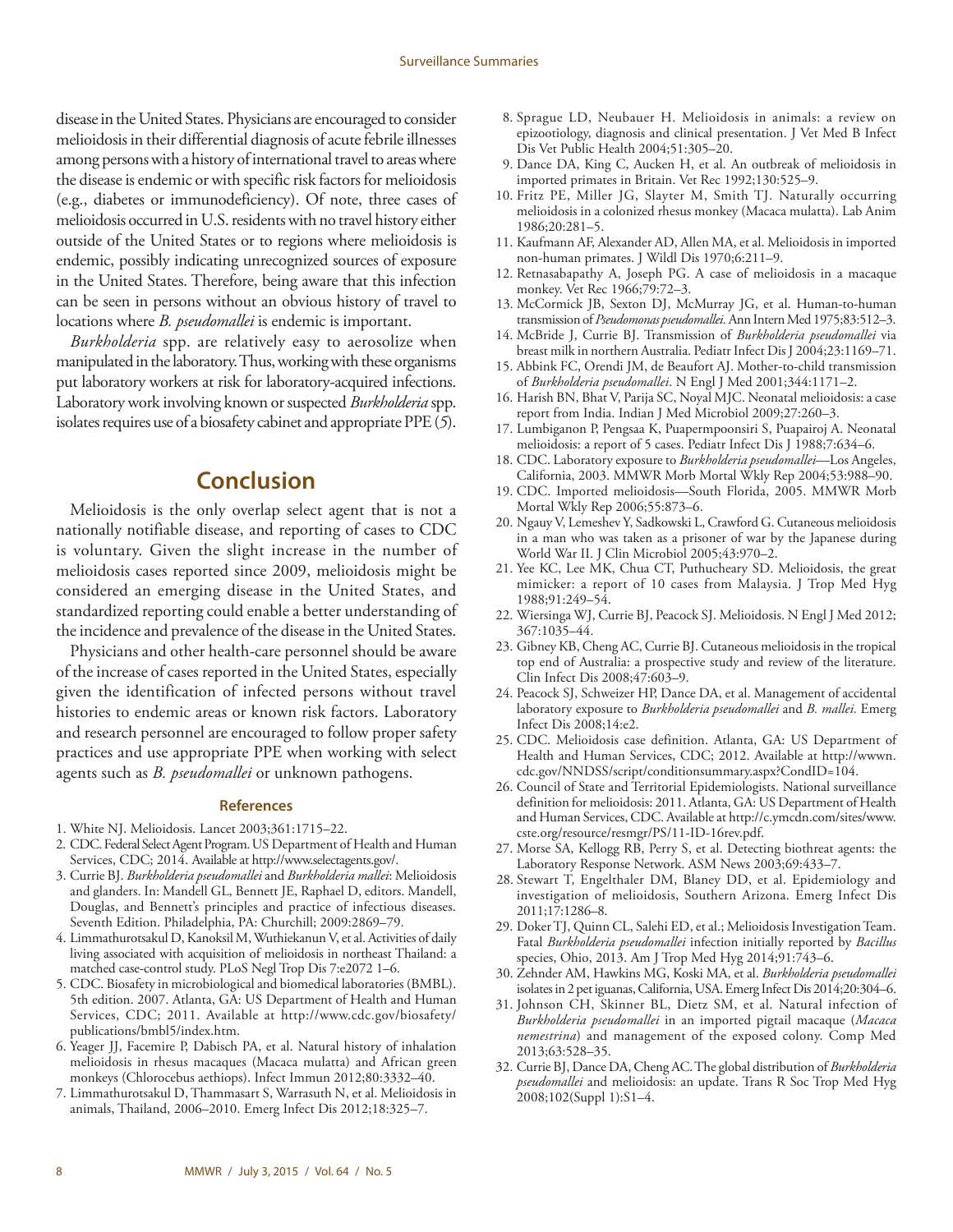disease in the United States. Physicians are encouraged to consider melioidosis in their differential diagnosis of acute febrile illnesses among persons with a history of international travel to areas where the disease is endemic or with specific risk factors for melioidosis (e.g., diabetes or immunodeficiency). Of note, three cases of melioidosis occurred in U.S. residents with no travel history either outside of the United States or to regions where melioidosis is endemic, possibly indicating unrecognized sources of exposure in the United States. Therefore, being aware that this infection can be seen in persons without an obvious history of travel to locations where *B. pseudomallei* is endemic is important.

*Burkholderia* spp. are relatively easy to aerosolize when manipulated in the laboratory. Thus, working with these organisms put laboratory workers at risk for laboratory-acquired infections. Laboratory work involving known or suspected *Burkholderia* spp. isolates requires use of a biosafety cabinet and appropriate PPE (*5*).

## Conclusion

Melioidosis is the only overlap select agent that is not a nationally notifiable disease, and reporting of cases to CDC is voluntary. Given the slight increase in the number of melioidosis cases reported since 2009, melioidosis might be considered an emerging disease in the United States, and standardized reporting could enable a better understanding of the incidence and prevalence of the disease in the United States.

Physicians and other health-care personnel should be aware of the increase of cases reported in the United States, especially given the identification of infected persons without travel histories to endemic areas or known risk factors. Laboratory and research personnel are encouraged to follow proper safety practices and use appropriate PPE when working with select agents such as *B. pseudomallei* or unknown pathogens.

### References

1. White NJ. Melioidosis. Lancet 2003;361:1715–22.
2. CDC. Federal Select Agent Program. US Department of Health and Human Services, CDC; 2014. Available at http://www.selectagents.gov/.
3. Currie BJ. *Burkholderia pseudomallei* and *Burkholderia mallei*: Melioidosis and glanders. In: Mandell GL, Bennett JE, Raphael D, editors. Mandell, Douglas, and Bennett's principles and practice of infectious diseases. Seventh Edition. Philadelphia, PA: Churchill; 2009:2869–79.
4. Limmathurotsakul D, Kanoksil M, Wuthiekanun V, et al. Activities of daily living associated with acquisition of melioidosis in northeast Thailand: a matched case-control study. PLoS Negl Trop Dis 7:e2072 1–6.
5. CDC. Biosafety in microbiological and biomedical laboratories (BMBL). 5th edition. 2007. Atlanta, GA: US Department of Health and Human Services, CDC; 2011. Available at http://www.cdc.gov/biosafety/publications/bmbl5/index.htm.
6. Yeager JJ, Facemire P, Dabisch PA, et al. Natural history of inhalation melioidosis in rhesus macaques (Macaca mulatta) and African green monkeys (Chlorocebus aethiops). Infect Immun 2012;80:3332–40.
7. Limmathurotsakul D, Thammasart S, Warrasuth N, et al. Melioidosis in animals, Thailand, 2006–2010. Emerg Infect Dis 2012;18:325–7.
8. Sprague LD, Neubauer H. Melioidosis in animals: a review on epizootiology, diagnosis and clinical presentation. J Vet Med B Infect Dis Vet Public Health 2004;51:305–20.
9. Dance DA, King C, Aucken H, et al. An outbreak of melioidosis in imported primates in Britain. Vet Rec 1992;130:525–9.
10. Fritz PE, Miller JG, Slayter M, Smith TJ. Naturally occurring melioidosis in a colonized rhesus monkey (Macaca mulatta). Lab Anim 1986;20:281–5.
11. Kaufmann AF, Alexander AD, Allen MA, et al. Melioidosis in imported non-human primates. J Wildl Dis 1970;6:211–9.
12. Retnasabapathy A, Joseph PG. A case of melioidosis in a macaque monkey. Vet Rec 1966;79:72–3.
13. McCormick JB, Sexton DJ, McMurray JG, et al. Human-to-human transmission of *Pseudomonas pseudomallei.* Ann Intern Med 1975;83:512–3.
14. McBride J, Currie BJ. Transmission of *Burkholderia pseudomallei* via breast milk in northern Australia. Pediatr Infect Dis J 2004;23:1169–71.
15. Abbink FC, Orendi JM, de Beaufort AJ. Mother-to-child transmission of *Burkholderia pseudomallei*. N Engl J Med 2001;344:1171–2.
16. Harish BN, Bhat V, Parija SC, Noyal MJC. Neonatal melioidosis: a case report from India. Indian J Med Microbiol 2009;27:260–3.
17. Lumbiganon P, Pengsaa K, Puapermpoonsiri S, Puapairoj A. Neonatal melioidosis: a report of 5 cases. Pediatr Infect Dis J 1988;7:634–6.
18. CDC. Laboratory exposure to *Burkholderia pseudomallei*—Los Angeles, California, 2003. MMWR Morb Mortal Wkly Rep 2004;53:988–90.
19. CDC. Imported melioidosis—South Florida, 2005. MMWR Morb Mortal Wkly Rep 2006;55:873–6.
20. Ngauy V, Lemeshev Y, Sadkowski L, Crawford G. Cutaneous melioidosis in a man who was taken as a prisoner of war by the Japanese during World War II. J Clin Microbiol 2005;43:970–2.
21. Yee KC, Lee MK, Chua CT, Puthucheary SD. Melioidosis, the great mimicker: a report of 10 cases from Malaysia. J Trop Med Hyg 1988;91:249–54.
22. Wiersinga WJ, Currie BJ, Peacock SJ. Melioidosis. N Engl J Med 2012; 367:1035–44.
23. Gibney KB, Cheng AC, Currie BJ. Cutaneous melioidosis in the tropical top end of Australia: a prospective study and review of the literature. Clin Infect Dis 2008;47:603–9.
24. Peacock SJ, Schweizer HP, Dance DA, et al. Management of accidental laboratory exposure to *Burkholderia pseudomallei* and *B. mallei.* Emerg Infect Dis 2008;14:e2.
25. CDC. Melioidosis case definition. Atlanta, GA: US Department of Health and Human Services, CDC; 2012. Available at http://wwwn.cdc.gov/NNDSS/script/conditionsummary.aspx?CondID=104.
26. Council of State and Territorial Epidemiologists. National surveillance definition for melioidosis: 2011. Atlanta, GA: US Department of Health and Human Services, CDC. Available at http://c.ymcdn.com/sites/www.cste.org/resource/resmgr/PS/11-ID-16rev.pdf.
27. Morse SA, Kellogg RB, Perry S, et al. Detecting biothreat agents: the Laboratory Response Network. ASM News 2003;69:433–7.
28. Stewart T, Engelthaler DM, Blaney DD, et al. Epidemiology and investigation of melioidosis, Southern Arizona. Emerg Infect Dis 2011;17:1286–8.
29. Doker TJ, Quinn CL, Salehi ED, et al.; Melioidosis Investigation Team. Fatal *Burkholderia pseudomallei* infection initially reported by *Bacillus* species, Ohio, 2013. Am J Trop Med Hyg 2014;91:743–6.
30. Zehnder AM, Hawkins MG, Koski MA, et al. *Burkholderia pseudomallei* isolates in 2 pet iguanas, California, USA. Emerg Infect Dis 2014;20:304–6.
31. Johnson CH, Skinner BL, Dietz SM, et al. Natural infection of *Burkholderia pseudomallei* in an imported pigtail macaque (*Macaca nemestrina*) and management of the exposed colony. Comp Med 2013;63:528–35.
32. Currie BJ, Dance DA, Cheng AC. The global distribution of *Burkholderia pseudomallei* and melioidosis: an update. Trans R Soc Trop Med Hyg 2008;102(Suppl 1):S1–4.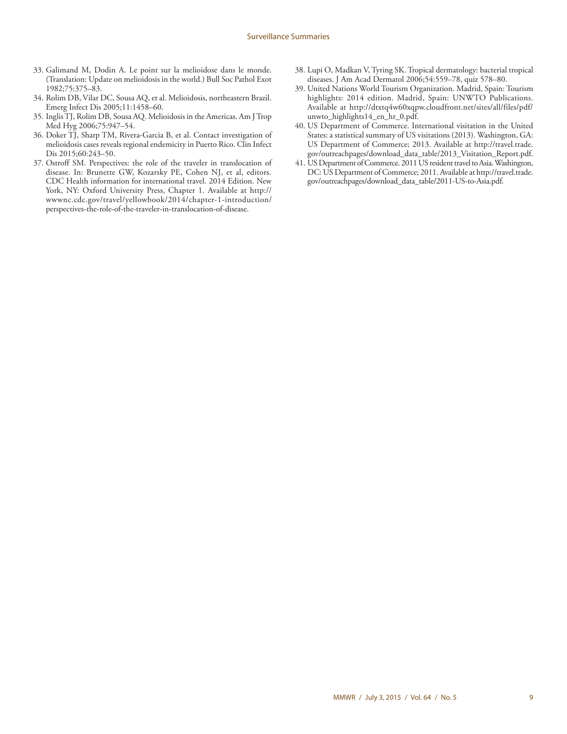33. Galimand M, Dodin A. Le point sur la melioidose dans le monde. (Translation: Update on melioidosis in the world.) Bull Soc Pathol Exot 1982;75:375–83.
34. Rolim DB, Vilar DC, Sousa AQ, et al. Melioidosis, northeastern Brazil. Emerg Infect Dis 2005;11:1458–60.
35. Inglis TJ, Rolim DB, Sousa AQ. Melioidosis in the Americas. Am J Trop Med Hyg 2006;75:947–54.
36. Doker TJ, Sharp TM, Rivera-Garcia B, et al. Contact investigation of melioidosis cases reveals regional endemicity in Puerto Rico. Clin Infect Dis 2015;60:243–50.
37. Ostroff SM. Perspectives: the role of the traveler in translocation of disease. In: Brunette GW, Kozarsky PE, Cohen NJ, et al, editors. CDC Health information for international travel. 2014 Edition. New York, NY: Oxford University Press, Chapter 1. Available at http://wwwnc.cdc.gov/travel/yellowbook/2014/chapter-1-introduction/perspectives-the-role-of-the-traveler-in-translocation-of-disease.
38. Lupi O, Madkan V, Tyring SK. Tropical dermatology: bacterial tropical diseases. J Am Acad Dermatol 2006;54:559–78, quiz 578–80.
39. United Nations World Tourism Organization. Madrid, Spain: Tourism highlights: 2014 edition. Madrid, Spain: UNWTO Publications. Available at http://dtxtq4w60xqpw.cloudfront.net/sites/all/files/pdf/unwto_highlights14_en_hr_0.pdf.
40. US Department of Commerce. International visitation in the United States: a statistical summary of US visitations (2013). Washington, GA: US Department of Commerce; 2013. Available at http://travel.trade.gov/outreachpages/download_data_table/2013_Visitation_Report.pdf.
41. US Department of Commerce. 2011 US resident travel to Asia. Washington, DC: US Department of Commerce; 2011. Available at http://travel.trade.gov/outreachpages/download_data_table/2011-US-to-Asia.pdf.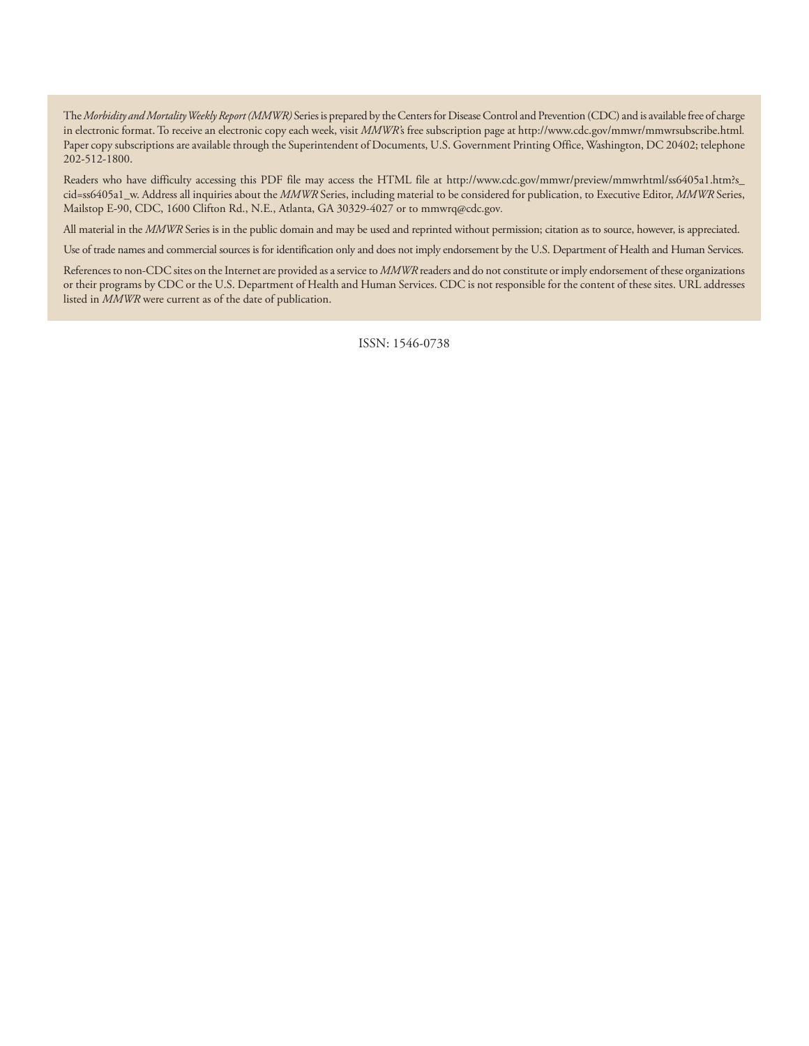The *Morbidity and Mortality Weekly Report (MMWR)* Series is prepared by the Centers for Disease Control and Prevention (CDC) and is available free of charge in electronic format. To receive an electronic copy each week, visit *MMWR*'s free subscription page at http://www.cdc.gov/mmwr/mmwrsubscribe.html. Paper copy subscriptions are available through the Superintendent of Documents, U.S. Government Printing Office, Washington, DC 20402; telephone 202-512-1800.

Readers who have difficulty accessing this PDF file may access the HTML file at http://www.cdc.gov/mmwr/preview/mmwrhtml/ss6405a1.htm?s_cid=ss6405a1_w. Address all inquiries about the *MMWR* Series, including material to be considered for publication, to Executive Editor, *MMWR* Series, Mailstop E-90, CDC, 1600 Clifton Rd., N.E., Atlanta, GA 30329-4027 or to mmwrq@cdc.gov.

All material in the *MMWR* Series is in the public domain and may be used and reprinted without permission; citation as to source, however, is appreciated.

Use of trade names and commercial sources is for identification only and does not imply endorsement by the U.S. Department of Health and Human Services.

References to non-CDC sites on the Internet are provided as a service to *MMWR* readers and do not constitute or imply endorsement of these organizations or their programs by CDC or the U.S. Department of Health and Human Services. CDC is not responsible for the content of these sites. URL addresses listed in *MMWR* were current as of the date of publication.

ISSN: 1546-0738